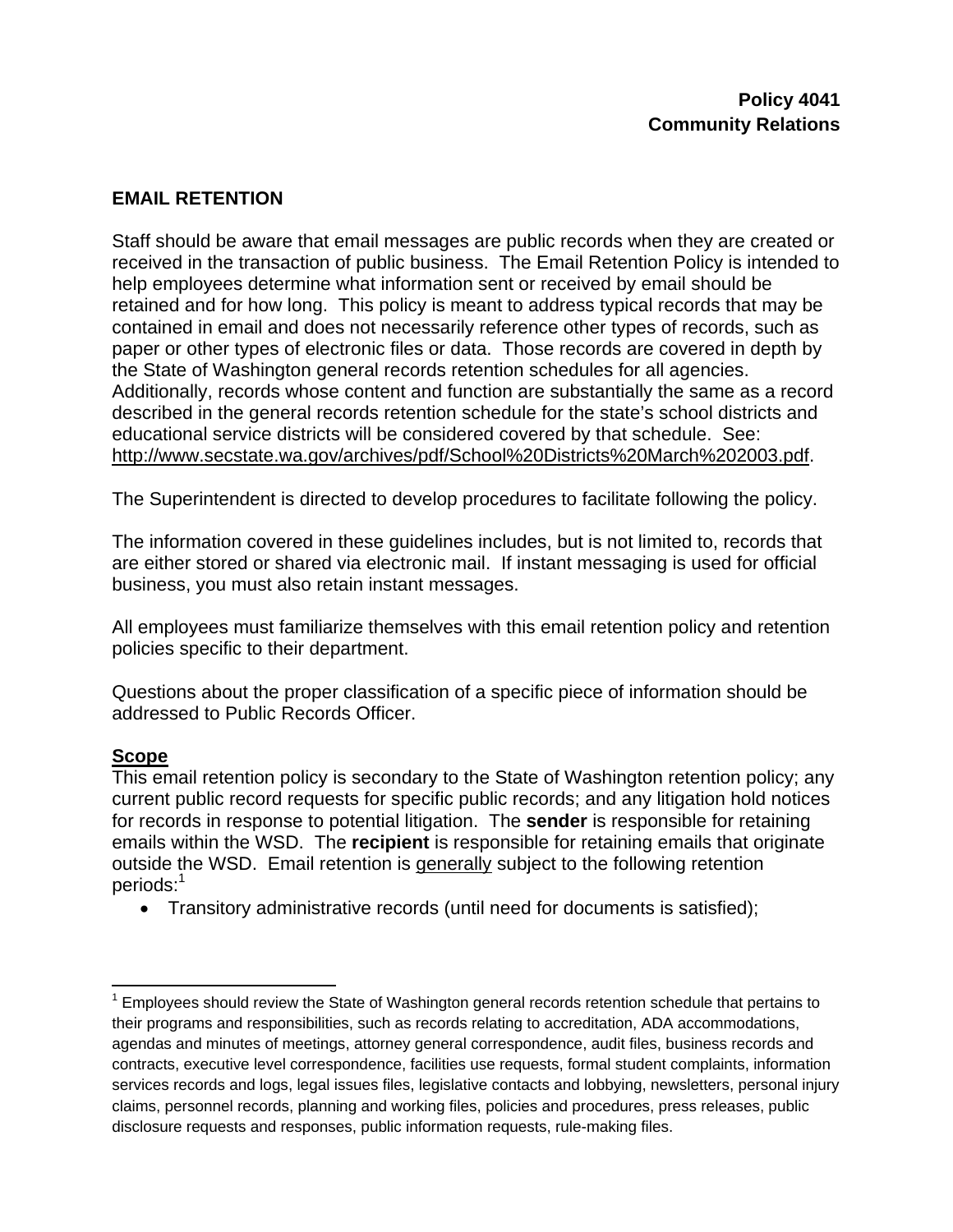**Policy 4041**
**Community Relations**

## EMAIL RETENTION

Staff should be aware that email messages are public records when they are created or received in the transaction of public business. The Email Retention Policy is intended to help employees determine what information sent or received by email should be retained and for how long. This policy is meant to address typical records that may be contained in email and does not necessarily reference other types of records, such as paper or other types of electronic files or data. Those records are covered in depth by the State of Washington general records retention schedules for all agencies. Additionally, records whose content and function are substantially the same as a record described in the general records retention schedule for the state's school districts and educational service districts will be considered covered by that schedule. See: http://www.secstate.wa.gov/archives/pdf/School%20Districts%20March%202003.pdf.

The Superintendent is directed to develop procedures to facilitate following the policy.

The information covered in these guidelines includes, but is not limited to, records that are either stored or shared via electronic mail. If instant messaging is used for official business, you must also retain instant messages.

All employees must familiarize themselves with this email retention policy and retention policies specific to their department.

Questions about the proper classification of a specific piece of information should be addressed to Public Records Officer.

### Scope

This email retention policy is secondary to the State of Washington retention policy; any current public record requests for specific public records; and any litigation hold notices for records in response to potential litigation. The **sender** is responsible for retaining emails within the WSD. The **recipient** is responsible for retaining emails that originate outside the WSD. Email retention is generally subject to the following retention periods:[1]

- Transitory administrative records (until need for documents is satisfied);

[1] Employees should review the State of Washington general records retention schedule that pertains to their programs and responsibilities, such as records relating to accreditation, ADA accommodations, agendas and minutes of meetings, attorney general correspondence, audit files, business records and contracts, executive level correspondence, facilities use requests, formal student complaints, information services records and logs, legal issues files, legislative contacts and lobbying, newsletters, personal injury claims, personnel records, planning and working files, policies and procedures, press releases, public disclosure requests and responses, public information requests, rule-making files.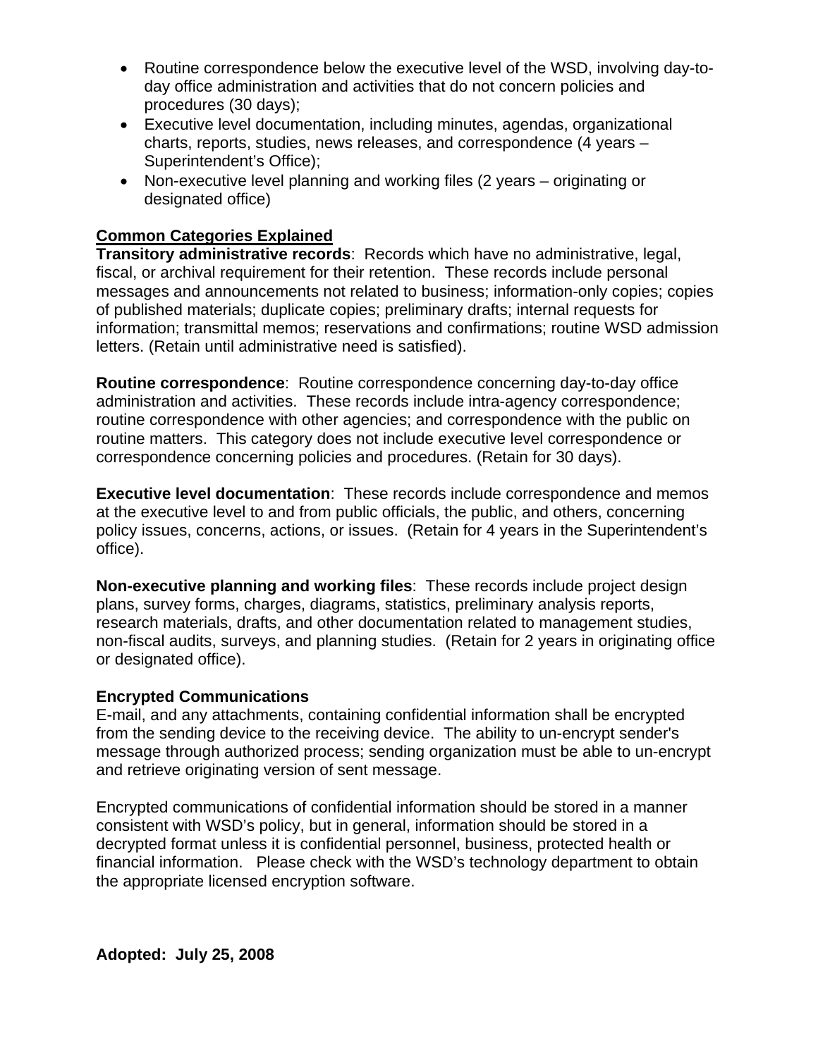- Routine correspondence below the executive level of the WSD, involving day-to-day office administration and activities that do not concern policies and procedures (30 days);
- Executive level documentation, including minutes, agendas, organizational charts, reports, studies, news releases, and correspondence (4 years – Superintendent's Office);
- Non-executive level planning and working files (2 years – originating or designated office)

**Common Categories Explained**

**Transitory administrative records**: Records which have no administrative, legal, fiscal, or archival requirement for their retention. These records include personal messages and announcements not related to business; information-only copies; copies of published materials; duplicate copies; preliminary drafts; internal requests for information; transmittal memos; reservations and confirmations; routine WSD admission letters. (Retain until administrative need is satisfied).

**Routine correspondence**: Routine correspondence concerning day-to-day office administration and activities. These records include intra-agency correspondence; routine correspondence with other agencies; and correspondence with the public on routine matters. This category does not include executive level correspondence or correspondence concerning policies and procedures. (Retain for 30 days).

**Executive level documentation**: These records include correspondence and memos at the executive level to and from public officials, the public, and others, concerning policy issues, concerns, actions, or issues. (Retain for 4 years in the Superintendent's office).

**Non-executive planning and working files**: These records include project design plans, survey forms, charges, diagrams, statistics, preliminary analysis reports, research materials, drafts, and other documentation related to management studies, non-fiscal audits, surveys, and planning studies. (Retain for 2 years in originating office or designated office).

**Encrypted Communications**

E-mail, and any attachments, containing confidential information shall be encrypted from the sending device to the receiving device. The ability to un-encrypt sender's message through authorized process; sending organization must be able to un-encrypt and retrieve originating version of sent message.

Encrypted communications of confidential information should be stored in a manner consistent with WSD's policy, but in general, information should be stored in a decrypted format unless it is confidential personnel, business, protected health or financial information. Please check with the WSD's technology department to obtain the appropriate licensed encryption software.

**Adopted: July 25, 2008**